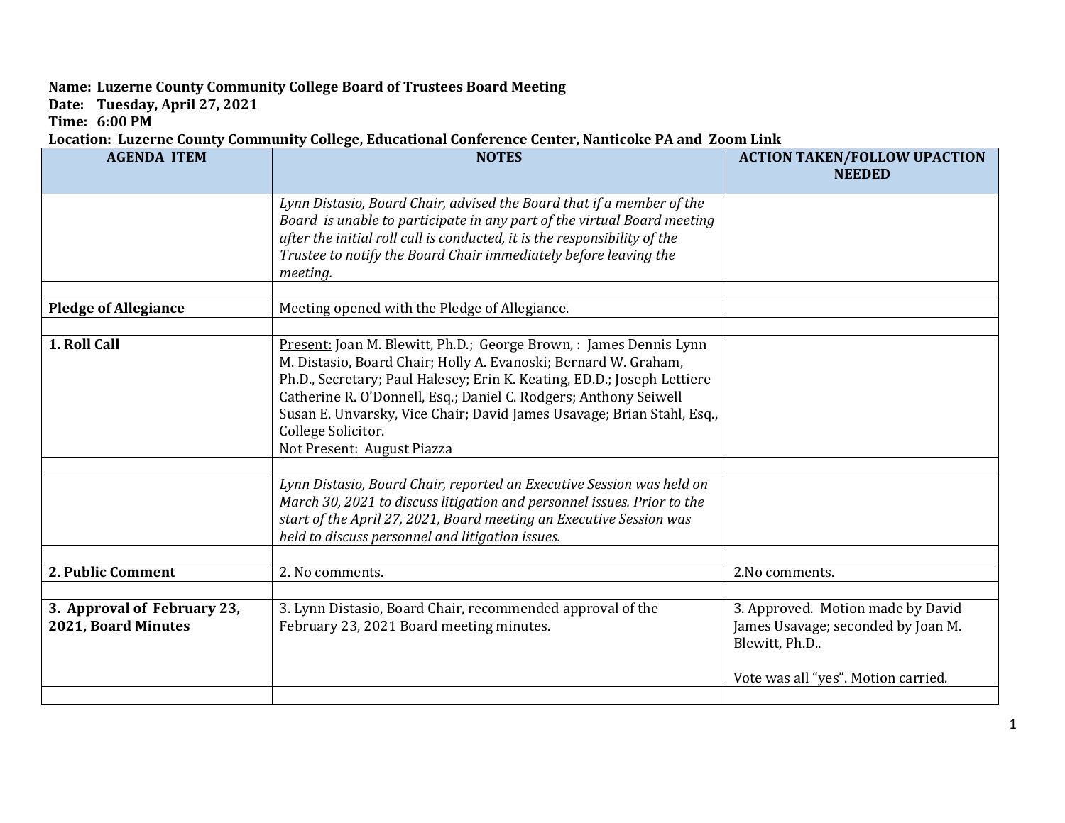**Name: Luzerne County Community College Board of Trustees Board Meeting**
**Date: Tuesday, April 27, 2021**
**Time: 6:00 PM**
**Location: Luzerne County Community College, Educational Conference Center, Nanticoke PA and Zoom Link**

| AGENDA ITEM | NOTES | ACTION TAKEN/FOLLOW UPACTION NEEDED |
|---|---|---|
| | *Lynn Distasio, Board Chair, advised the Board that if a member of the Board is unable to participate in any part of the virtual Board meeting after the initial roll call is conducted, it is the responsibility of the Trustee to notify the Board Chair immediately before leaving the meeting.* | |
| | | |
| **Pledge of Allegiance** | Meeting opened with the Pledge of Allegiance. | |
| | | |
| **1. Roll Call** | <u>Present:</u> Joan M. Blewitt, Ph.D.; George Brown, : James Dennis Lynn M. Distasio, Board Chair; Holly A. Evanoski; Bernard W. Graham, Ph.D., Secretary; Paul Halesey; Erin K. Keating, ED.D.; Joseph Lettiere Catherine R. O'Donnell, Esq.; Daniel C. Rodgers; Anthony Seiwell Susan E. Unvarsky, Vice Chair; David James Usavage; Brian Stahl, Esq., College Solicitor.<br><u>Not Present</u>: August Piazza | |
| | | |
| | *Lynn Distasio, Board Chair, reported an Executive Session was held on March 30, 2021 to discuss litigation and personnel issues. Prior to the start of the April 27, 2021, Board meeting an Executive Session was held to discuss personnel and litigation issues.* | |
| | | |
| **2. Public Comment** | 2. No comments. | 2.No comments. |
| | | |
| **3. Approval of February 23, 2021, Board Minutes** | 3. Lynn Distasio, Board Chair, recommended approval of the February 23, 2021 Board meeting minutes. | 3. Approved. Motion made by David James Usavage; seconded by Joan M. Blewitt, Ph.D..<br><br>Vote was all "yes". Motion carried. |
| | | |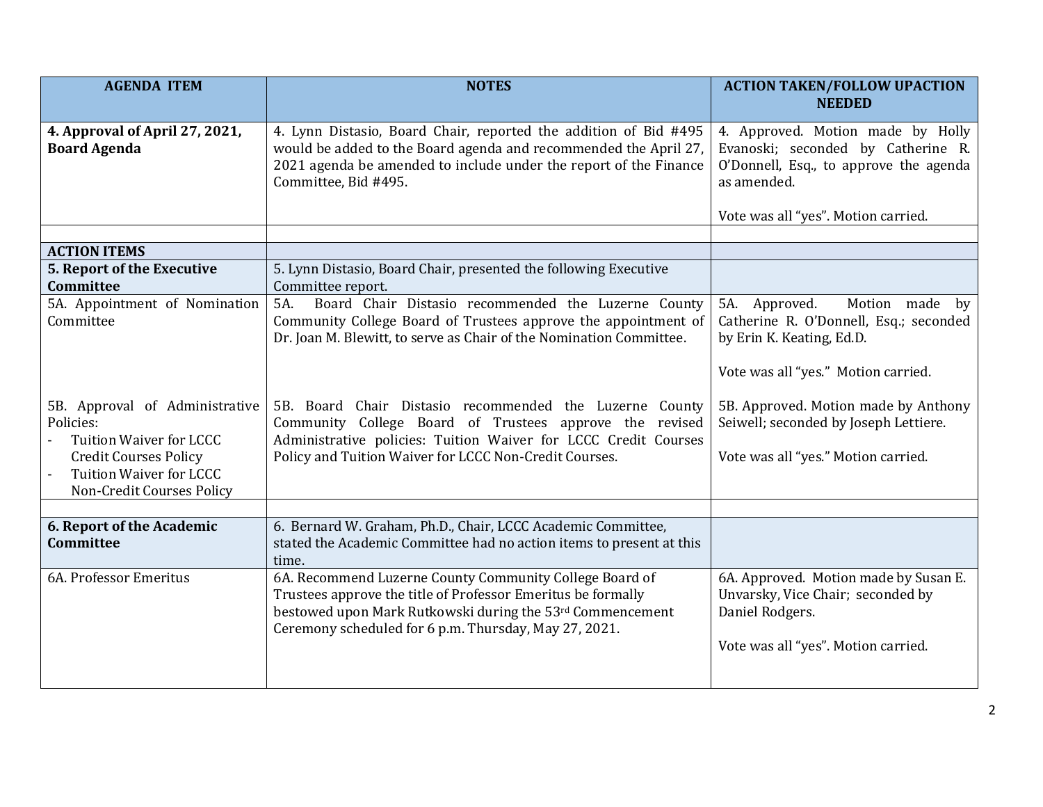| AGENDA ITEM | NOTES | ACTION TAKEN/FOLLOW UPACTION NEEDED |
|---|---|---|
| **4. Approval of April 27, 2021, Board Agenda** | 4. Lynn Distasio, Board Chair, reported the addition of Bid #495 would be added to the Board agenda and recommended the April 27, 2021 agenda be amended to include under the report of the Finance Committee, Bid #495. | 4. Approved. Motion made by Holly Evanoski; seconded by Catherine R. O'Donnell, Esq., to approve the agenda as amended.<br><br>Vote was all "yes". Motion carried. |
| | | |
| **ACTION ITEMS** | | |
| **5. Report of the Executive Committee** | 5. Lynn Distasio, Board Chair, presented the following Executive Committee report. | |
| 5A. Appointment of Nomination Committee | 5A. Board Chair Distasio recommended the Luzerne County Community College Board of Trustees approve the appointment of Dr. Joan M. Blewitt, to serve as Chair of the Nomination Committee. | 5A. Approved. Motion made by Catherine R. O'Donnell, Esq.; seconded by Erin K. Keating, Ed.D.<br><br>Vote was all "yes." Motion carried. |
| 5B. Approval of Administrative Policies:<br>- Tuition Waiver for LCCC Credit Courses Policy<br>- Tuition Waiver for LCCC Non-Credit Courses Policy | 5B. Board Chair Distasio recommended the Luzerne County Community College Board of Trustees approve the revised Administrative policies: Tuition Waiver for LCCC Credit Courses Policy and Tuition Waiver for LCCC Non-Credit Courses. | 5B. Approved. Motion made by Anthony Seiwell; seconded by Joseph Lettiere.<br><br>Vote was all "yes." Motion carried. |
| | | |
| **6. Report of the Academic Committee** | 6. Bernard W. Graham, Ph.D., Chair, LCCC Academic Committee, stated the Academic Committee had no action items to present at this time. | |
| 6A. Professor Emeritus | 6A. Recommend Luzerne County Community College Board of Trustees approve the title of Professor Emeritus be formally bestowed upon Mark Rutkowski during the 53rd Commencement Ceremony scheduled for 6 p.m. Thursday, May 27, 2021. | 6A. Approved. Motion made by Susan E. Unvarsky, Vice Chair; seconded by Daniel Rodgers.<br><br>Vote was all "yes". Motion carried. |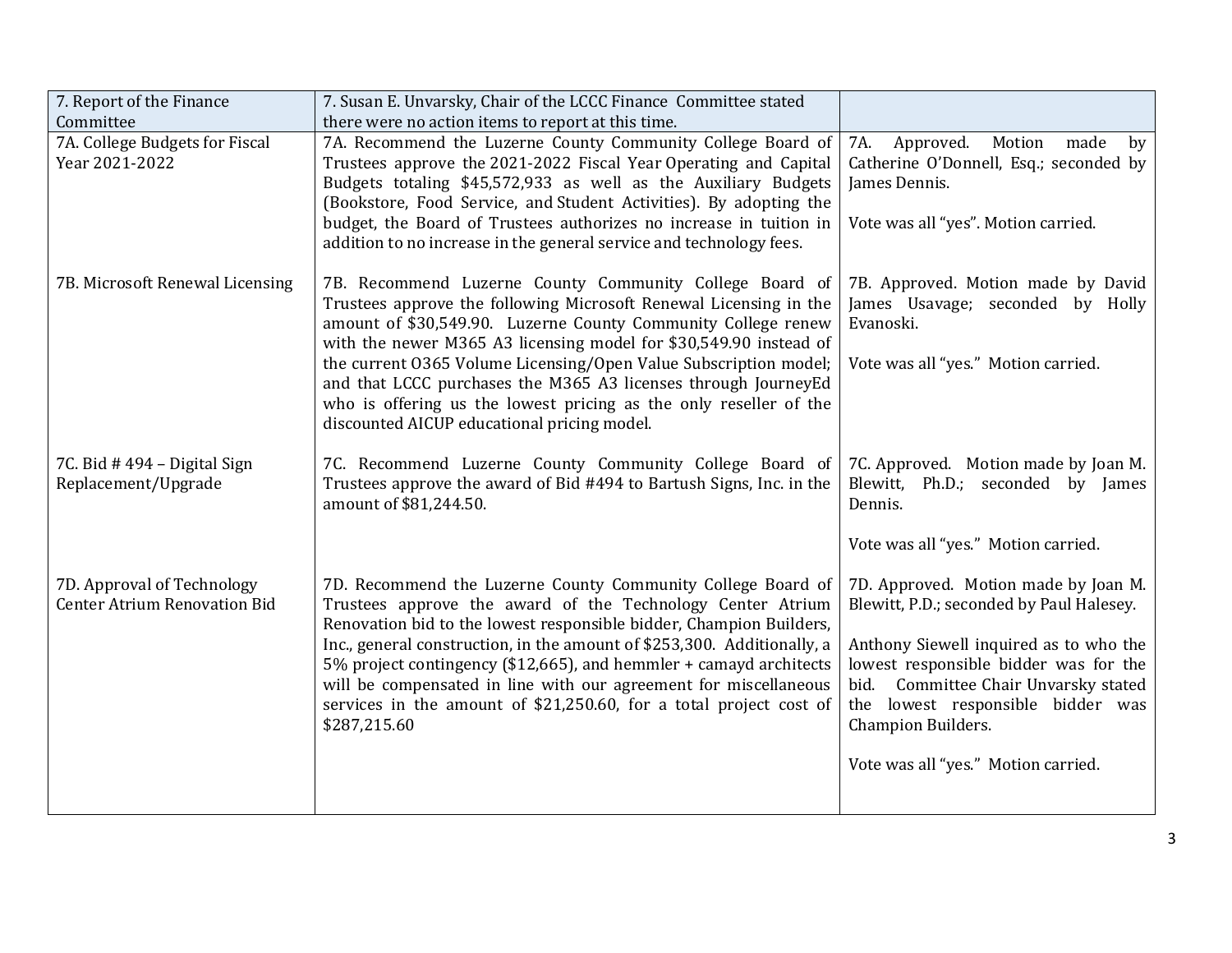| 7. Report of the Finance Committee | 7. Susan E. Unvarsky, Chair of the LCCC Finance Committee stated there were no action items to report at this time. | |
|---|---|---|
| 7A. College Budgets for Fiscal Year 2021-2022 | 7A. Recommend the Luzerne County Community College Board of Trustees approve the 2021-2022 Fiscal Year Operating and Capital Budgets totaling $45,572,933 as well as the Auxiliary Budgets (Bookstore, Food Service, and Student Activities). By adopting the budget, the Board of Trustees authorizes no increase in tuition in addition to no increase in the general service and technology fees. | 7A. Approved. Motion made by Catherine O'Donnell, Esq.; seconded by James Dennis.<br><br>Vote was all "yes". Motion carried. |
| 7B. Microsoft Renewal Licensing | 7B. Recommend Luzerne County Community College Board of Trustees approve the following Microsoft Renewal Licensing in the amount of $30,549.90. Luzerne County Community College renew with the newer M365 A3 licensing model for $30,549.90 instead of the current O365 Volume Licensing/Open Value Subscription model; and that LCCC purchases the M365 A3 licenses through JourneyEd who is offering us the lowest pricing as the only reseller of the discounted AICUP educational pricing model. | 7B. Approved. Motion made by David James Usavage; seconded by Holly Evanoski.<br><br>Vote was all "yes." Motion carried. |
| 7C. Bid # 494 – Digital Sign Replacement/Upgrade | 7C. Recommend Luzerne County Community College Board of Trustees approve the award of Bid #494 to Bartush Signs, Inc. in the amount of $81,244.50. | 7C. Approved. Motion made by Joan M. Blewitt, Ph.D.; seconded by James Dennis.<br><br>Vote was all "yes." Motion carried. |
| 7D. Approval of Technology Center Atrium Renovation Bid | 7D. Recommend the Luzerne County Community College Board of Trustees approve the award of the Technology Center Atrium Renovation bid to the lowest responsible bidder, Champion Builders, Inc., general construction, in the amount of $253,300. Additionally, a 5% project contingency ($12,665), and hemmler + camayd architects will be compensated in line with our agreement for miscellaneous services in the amount of $21,250.60, for a total project cost of $287,215.60 | 7D. Approved. Motion made by Joan M. Blewitt, P.D.; seconded by Paul Halesey.<br><br>Anthony Siewell inquired as to who the lowest responsible bidder was for the bid. Committee Chair Unvarsky stated the lowest responsible bidder was Champion Builders.<br><br>Vote was all "yes." Motion carried. |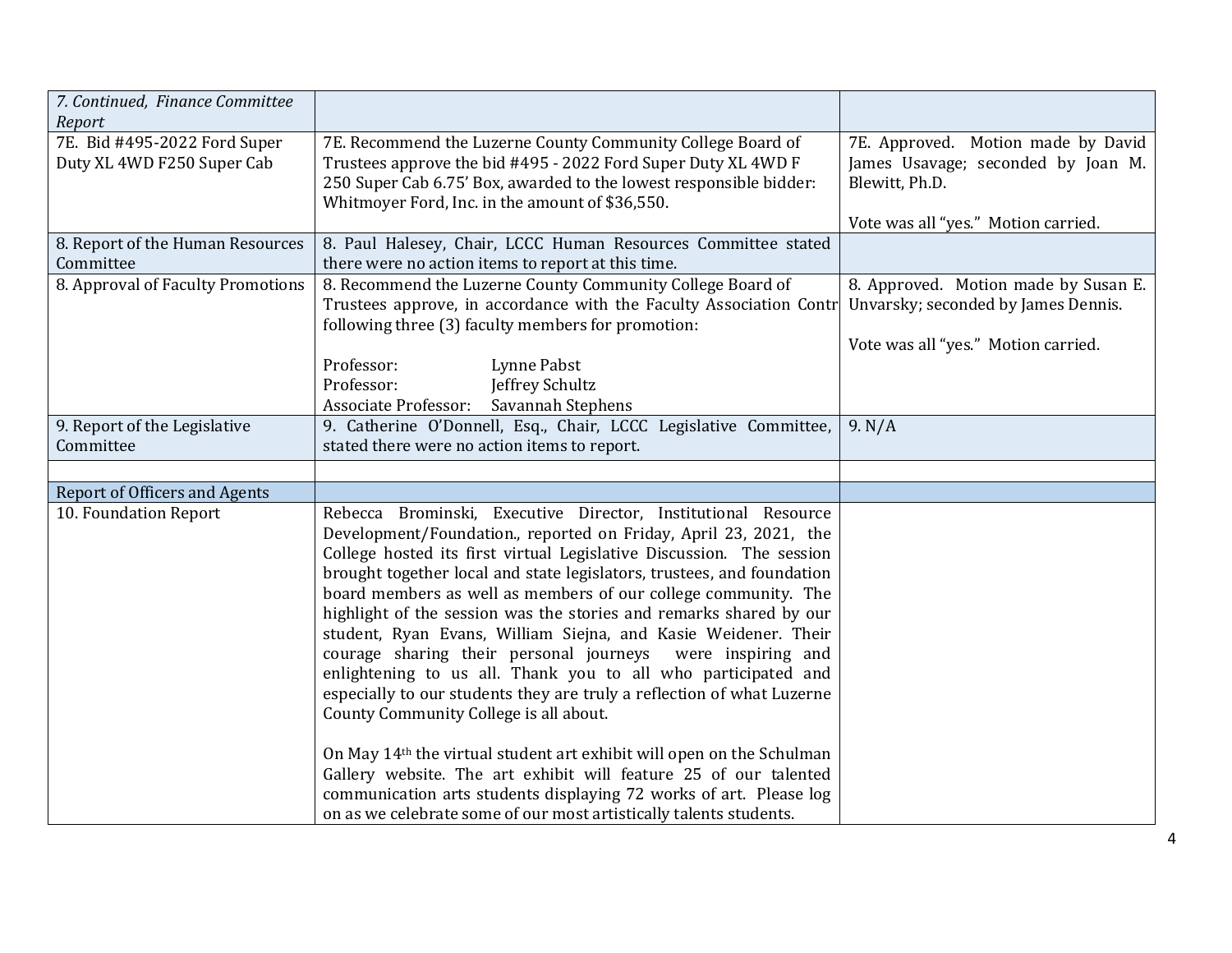| *7. Continued, Finance Committee Report* | | |
|---|---|---|
| 7E. Bid #495-2022 Ford Super Duty XL 4WD F250 Super Cab | 7E. Recommend the Luzerne County Community College Board of Trustees approve the bid #495 - 2022 Ford Super Duty XL 4WD F 250 Super Cab 6.75' Box, awarded to the lowest responsible bidder: Whitmoyer Ford, Inc. in the amount of $36,550. | 7E. Approved. Motion made by David James Usavage; seconded by Joan M. Blewitt, Ph.D.<br><br>Vote was all "yes." Motion carried. |
| 8. Report of the Human Resources Committee | 8. Paul Halesey, Chair, LCCC Human Resources Committee stated there were no action items to report at this time. | |
| 8. Approval of Faculty Promotions | 8. Recommend the Luzerne County Community College Board of Trustees approve, in accordance with the Faculty Association Contr following three (3) faculty members for promotion:<br><br>Professor: Lynne Pabst<br>Professor: Jeffrey Schultz<br>Associate Professor: Savannah Stephens | 8. Approved. Motion made by Susan E. Unvarsky; seconded by James Dennis.<br><br>Vote was all "yes." Motion carried. |
| 9. Report of the Legislative Committee | 9. Catherine O'Donnell, Esq., Chair, LCCC Legislative Committee, stated there were no action items to report. | 9. N/A |
| | | |
| Report of Officers and Agents | | |
| 10. Foundation Report | Rebecca Brominski, Executive Director, Institutional Resource Development/Foundation., reported on Friday, April 23, 2021, the College hosted its first virtual Legislative Discussion. The session brought together local and state legislators, trustees, and foundation board members as well as members of our college community. The highlight of the session was the stories and remarks shared by our student, Ryan Evans, William Siejna, and Kasie Weidener. Their courage sharing their personal journeys were inspiring and enlightening to us all. Thank you to all who participated and especially to our students they are truly a reflection of what Luzerne County Community College is all about.<br><br>On May 14th the virtual student art exhibit will open on the Schulman Gallery website. The art exhibit will feature 25 of our talented communication arts students displaying 72 works of art. Please log on as we celebrate some of our most artistically talents students. | |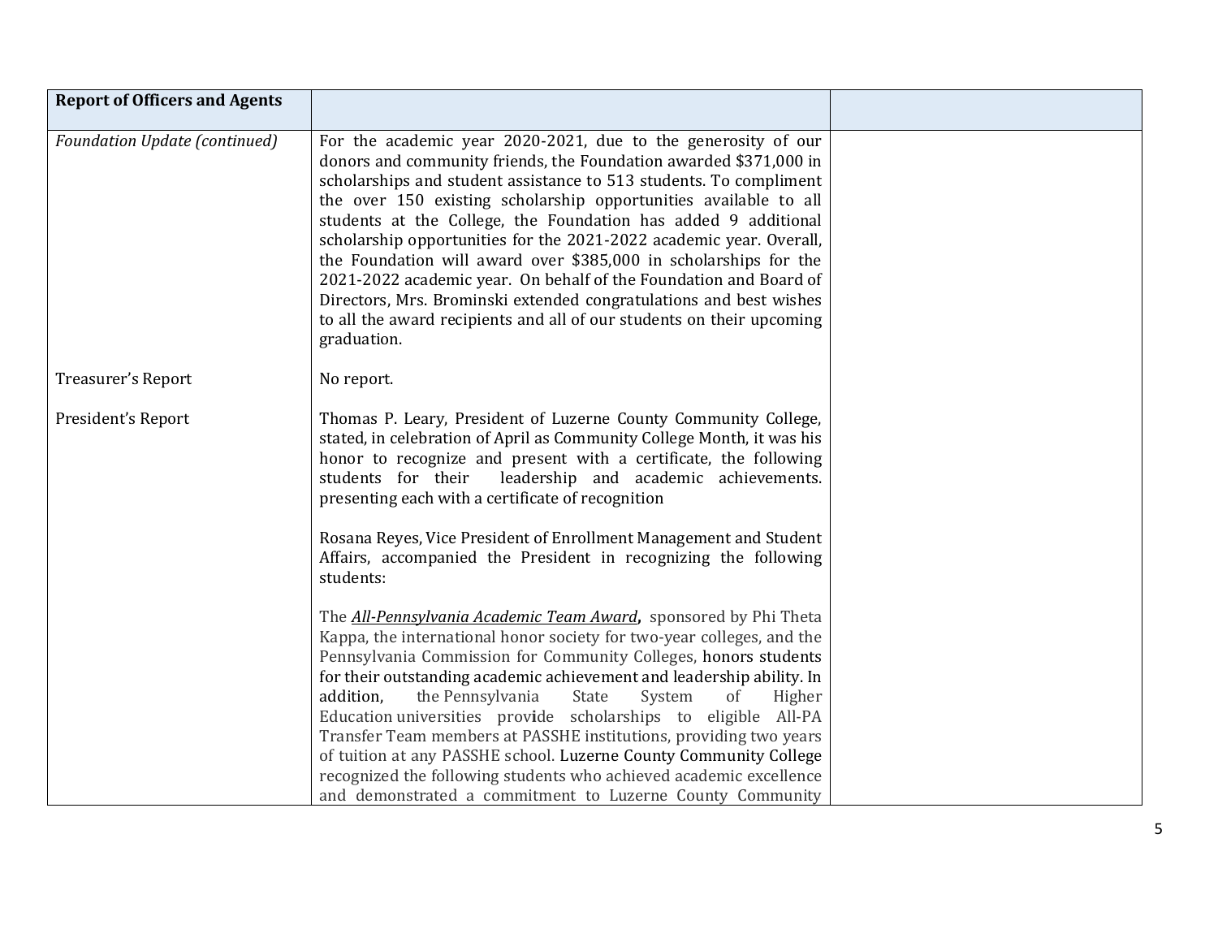| **Report of Officers and Agents** | | |
|---|---|---|
| *Foundation Update (continued)* | For the academic year 2020-2021, due to the generosity of our donors and community friends, the Foundation awarded $371,000 in scholarships and student assistance to 513 students. To compliment the over 150 existing scholarship opportunities available to all students at the College, the Foundation has added 9 additional scholarship opportunities for the 2021-2022 academic year. Overall, the Foundation will award over $385,000 in scholarships for the 2021-2022 academic year. On behalf of the Foundation and Board of Directors, Mrs. Brominski extended congratulations and best wishes to all the award recipients and all of our students on their upcoming graduation. | |
| Treasurer's Report | No report. | |
| President's Report | Thomas P. Leary, President of Luzerne County Community College, stated, in celebration of April as Community College Month, it was his honor to recognize and present with a certificate, the following students for their leadership and academic achievements. presenting each with a certificate of recognition<br><br>Rosana Reyes, Vice President of Enrollment Management and Student Affairs, accompanied the President in recognizing the following students:<br><br>The ***All-Pennsylvania Academic Team Award*****,** sponsored by Phi Theta Kappa, the international honor society for two-year colleges, and the Pennsylvania Commission for Community Colleges, honors students for their outstanding academic achievement and leadership ability. In addition, the Pennsylvania State System of Higher Education universities provide scholarships to eligible All-PA Transfer Team members at PASSHE institutions, providing two years of tuition at any PASSHE school. Luzerne County Community College recognized the following students who achieved academic excellence and demonstrated a commitment to Luzerne County Community | |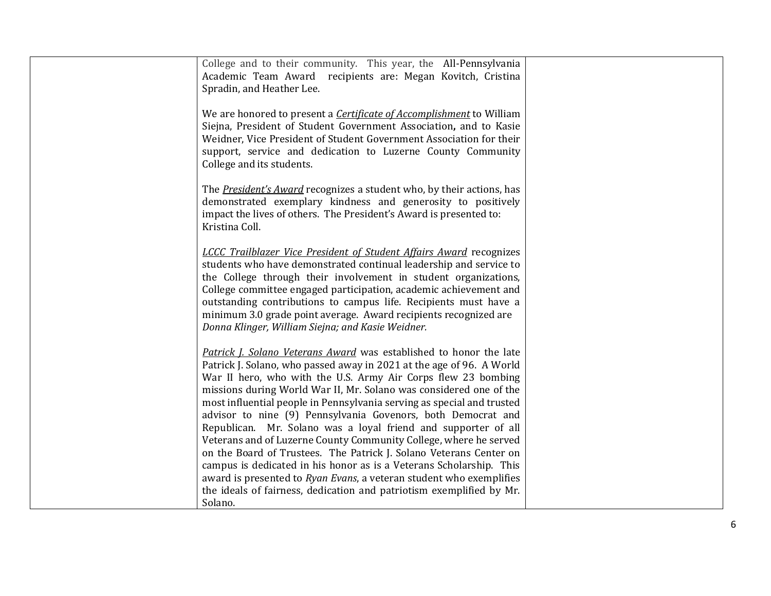| | | |
|---|---|---|
| | College and to their community. This year, the All-Pennsylvania Academic Team Award recipients are: Megan Kovitch, Cristina Spradin, and Heather Lee.<br><br>We are honored to present a ***Certificate of Accomplishment*** to William Siejna, President of Student Government Association**,** and to Kasie Weidner, Vice President of Student Government Association for their support, service and dedication to Luzerne County Community College and its students.<br><br>The ***President's Award*** recognizes a student who, by their actions, has demonstrated exemplary kindness and generosity to positively impact the lives of others. The President's Award is presented to: Kristina Coll.<br><br>*LCCC Trailblazer Vice President of Student Affairs Award* recognizes students who have demonstrated continual leadership and service to the College through their involvement in student organizations, College committee engaged participation, academic achievement and outstanding contributions to campus life. Recipients must have a minimum 3.0 grade point average. Award recipients recognized are *Donna Klinger, William Siejna; and Kasie Weidner.*<br><br>*Patrick J. Solano Veterans Award* was established to honor the late Patrick J. Solano, who passed away in 2021 at the age of 96. A World War II hero, who with the U.S. Army Air Corps flew 23 bombing missions during World War II, Mr. Solano was considered one of the most influential people in Pennsylvania serving as special and trusted advisor to nine (9) Pennsylvania Govenors, both Democrat and Republican. Mr. Solano was a loyal friend and supporter of all Veterans and of Luzerne County Community College, where he served on the Board of Trustees. The Patrick J. Solano Veterans Center on campus is dedicated in his honor as is a Veterans Scholarship. This award is presented to *Ryan Evans*, a veteran student who exemplifies the ideals of fairness, dedication and patriotism exemplified by Mr. Solano. | |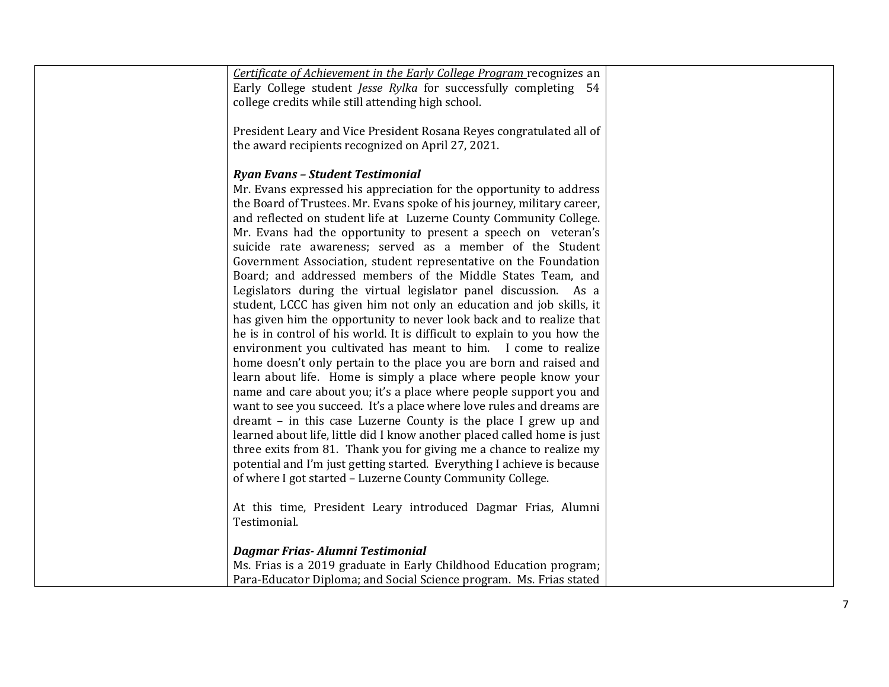*Certificate of Achievement in the Early College Program* recognizes an Early College student *Jesse Rylka* for successfully completing 54 college credits while still attending high school.

President Leary and Vice President Rosana Reyes congratulated all of the award recipients recognized on April 27, 2021.

***Ryan Evans – Student Testimonial***

Mr. Evans expressed his appreciation for the opportunity to address the Board of Trustees. Mr. Evans spoke of his journey, military career, and reflected on student life at Luzerne County Community College. Mr. Evans had the opportunity to present a speech on veteran's suicide rate awareness; served as a member of the Student Government Association, student representative on the Foundation Board; and addressed members of the Middle States Team, and Legislators during the virtual legislator panel discussion. As a student, LCCC has given him not only an education and job skills, it has given him the opportunity to never look back and to realize that he is in control of his world. It is difficult to explain to you how the environment you cultivated has meant to him. I come to realize home doesn't only pertain to the place you are born and raised and learn about life. Home is simply a place where people know your name and care about you; it's a place where people support you and want to see you succeed. It's a place where love rules and dreams are dreamt – in this case Luzerne County is the place I grew up and learned about life, little did I know another placed called home is just three exits from 81. Thank you for giving me a chance to realize my potential and I'm just getting started. Everything I achieve is because of where I got started – Luzerne County Community College.

At this time, President Leary introduced Dagmar Frias, Alumni Testimonial.

***Dagmar Frias- Alumni Testimonial***

Ms. Frias is a 2019 graduate in Early Childhood Education program; Para-Educator Diploma; and Social Science program. Ms. Frias stated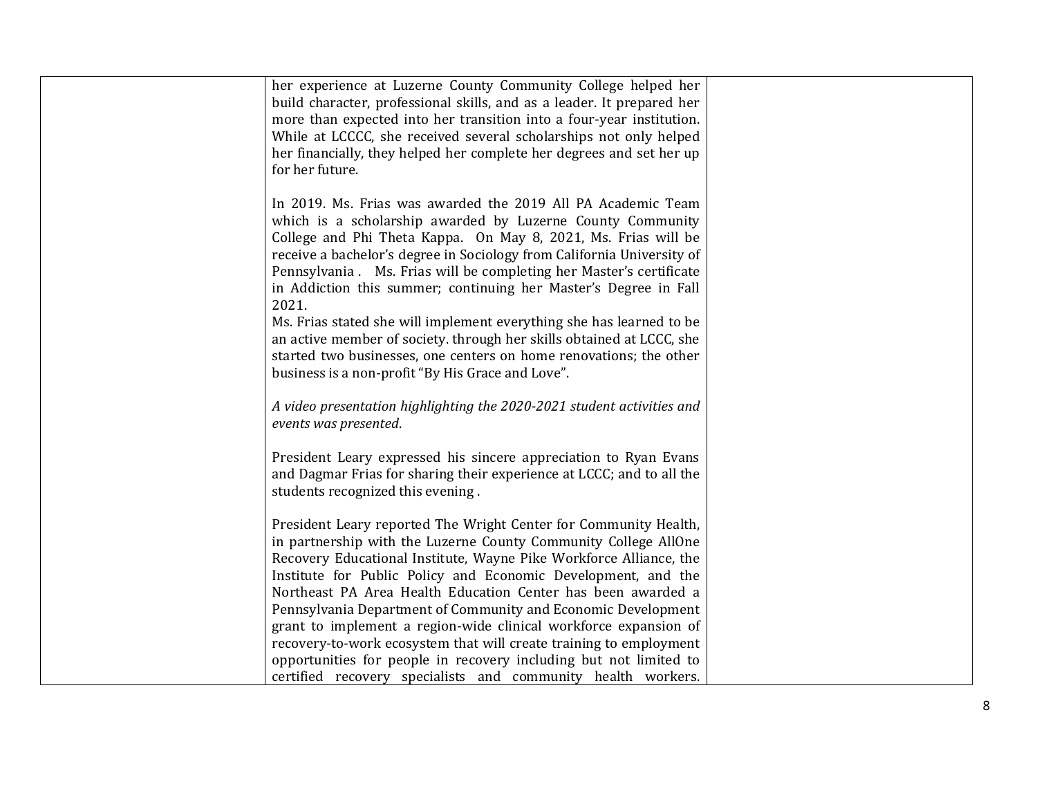| | | |
|---|---|---|
| | her experience at Luzerne County Community College helped her build character, professional skills, and as a leader. It prepared her more than expected into her transition into a four-year institution. While at LCCCC, she received several scholarships not only helped her financially, they helped her complete her degrees and set her up for her future.<br><br>In 2019. Ms. Frias was awarded the 2019 All PA Academic Team which is a scholarship awarded by Luzerne County Community College and Phi Theta Kappa. On May 8, 2021, Ms. Frias will be receive a bachelor's degree in Sociology from California University of Pennsylvania . Ms. Frias will be completing her Master's certificate in Addiction this summer; continuing her Master's Degree in Fall 2021.<br>Ms. Frias stated she will implement everything she has learned to be an active member of society. through her skills obtained at LCCC, she started two businesses, one centers on home renovations; the other business is a non-profit "By His Grace and Love".<br><br>*A video presentation highlighting the 2020-2021 student activities and events was presented*.<br><br>President Leary expressed his sincere appreciation to Ryan Evans and Dagmar Frias for sharing their experience at LCCC; and to all the students recognized this evening .<br><br>President Leary reported The Wright Center for Community Health, in partnership with the Luzerne County Community College AllOne Recovery Educational Institute, Wayne Pike Workforce Alliance, the Institute for Public Policy and Economic Development, and the Northeast PA Area Health Education Center has been awarded a Pennsylvania Department of Community and Economic Development grant to implement a region-wide clinical workforce expansion of recovery-to-work ecosystem that will create training to employment opportunities for people in recovery including but not limited to certified recovery specialists and community health workers. | |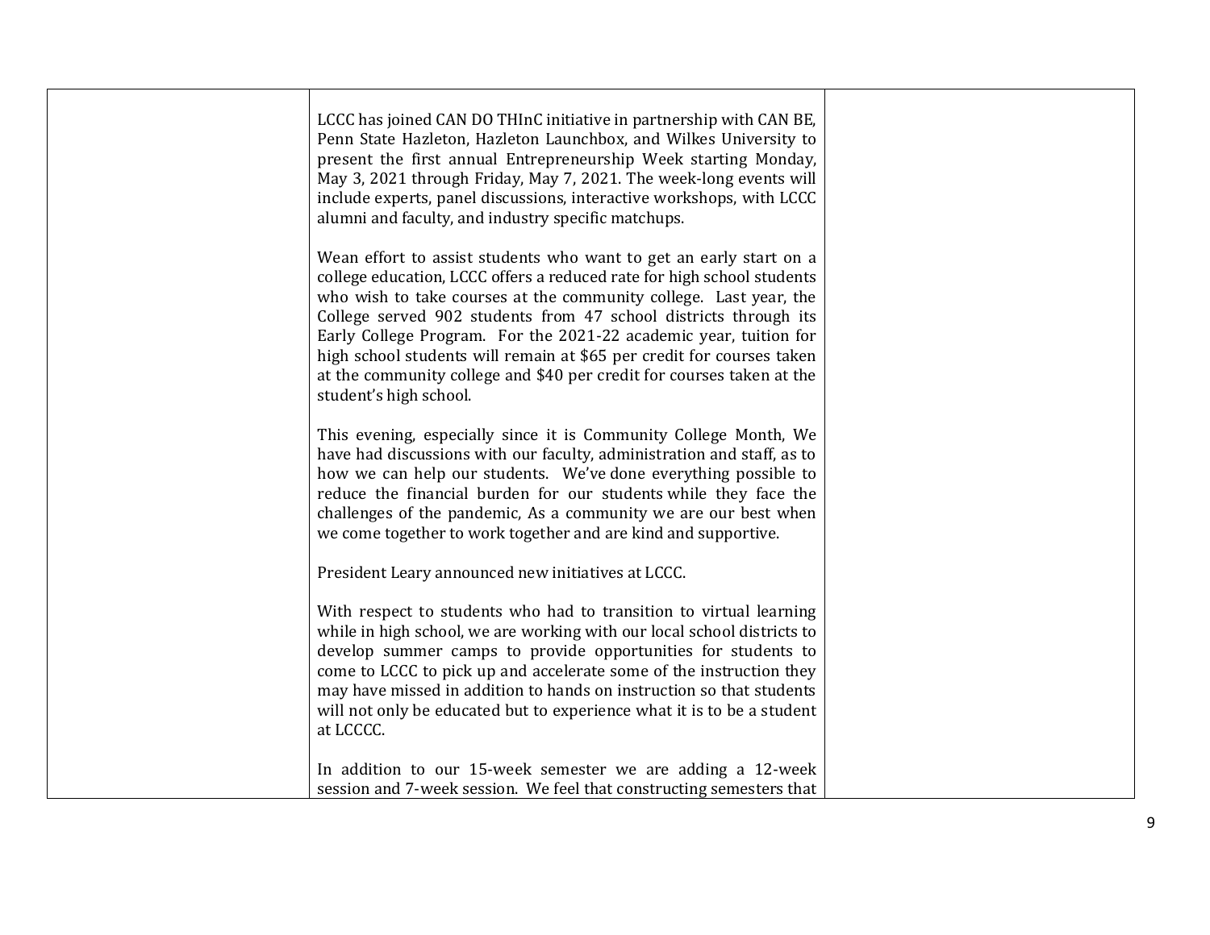| | | |
|---|---|---|
| | LCCC has joined CAN DO THInC initiative in partnership with CAN BE, Penn State Hazleton, Hazleton Launchbox, and Wilkes University to present the first annual Entrepreneurship Week starting Monday, May 3, 2021 through Friday, May 7, 2021. The week-long events will include experts, panel discussions, interactive workshops, with LCCC alumni and faculty, and industry specific matchups.<br><br>Wean effort to assist students who want to get an early start on a college education, LCCC offers a reduced rate for high school students who wish to take courses at the community college. Last year, the College served 902 students from 47 school districts through its Early College Program. For the 2021-22 academic year, tuition for high school students will remain at $65 per credit for courses taken at the community college and $40 per credit for courses taken at the student's high school.<br><br>This evening, especially since it is Community College Month, We have had discussions with our faculty, administration and staff, as to how we can help our students. We've done everything possible to reduce the financial burden for our students while they face the challenges of the pandemic, As a community we are our best when we come together to work together and are kind and supportive.<br><br>President Leary announced new initiatives at LCCC.<br><br>With respect to students who had to transition to virtual learning while in high school, we are working with our local school districts to develop summer camps to provide opportunities for students to come to LCCC to pick up and accelerate some of the instruction they may have missed in addition to hands on instruction so that students will not only be educated but to experience what it is to be a student at LCCCC.<br><br>In addition to our 15-week semester we are adding a 12-week session and 7-week session. We feel that constructing semesters that | |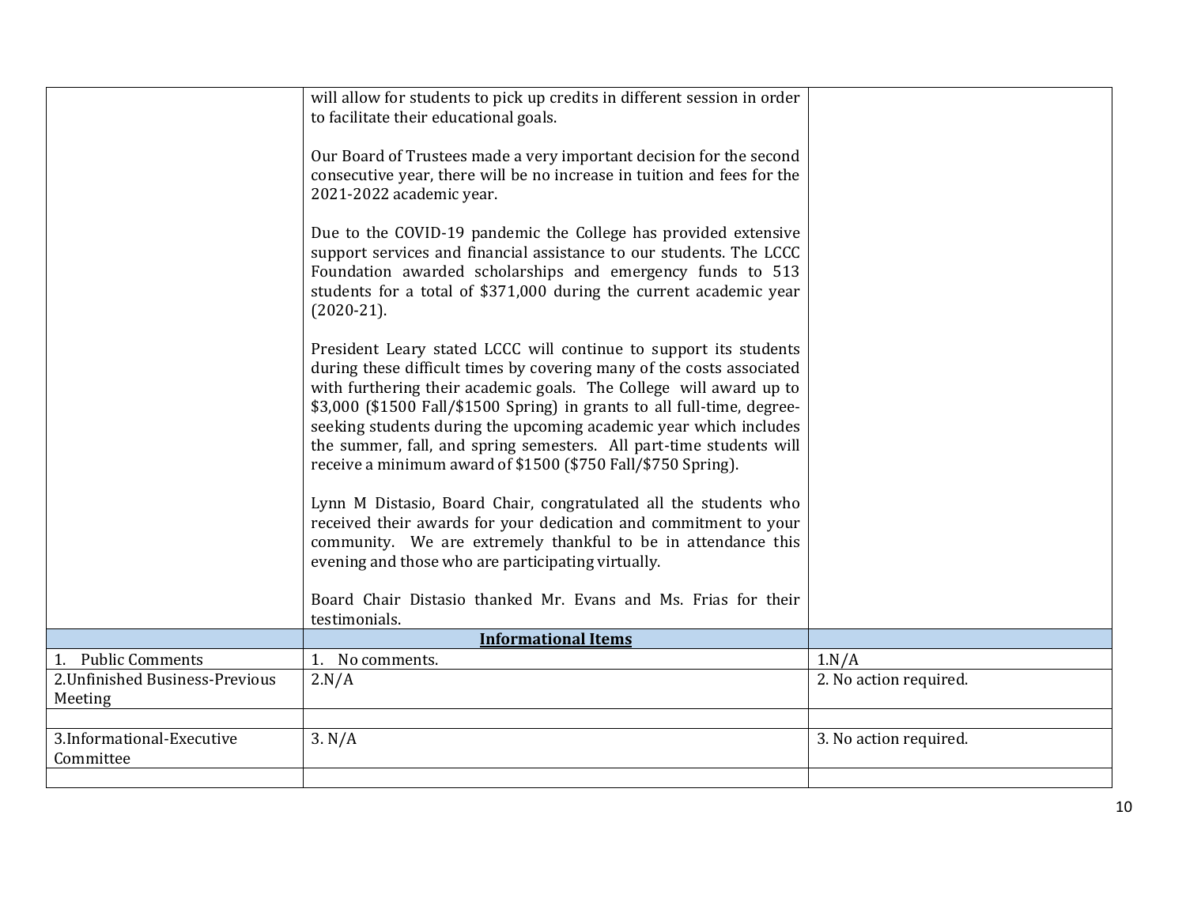| | | |
|---|---|---|
| | will allow for students to pick up credits in different session in order to facilitate their educational goals.<br><br>Our Board of Trustees made a very important decision for the second consecutive year, there will be no increase in tuition and fees for the 2021-2022 academic year.<br><br>Due to the COVID-19 pandemic the College has provided extensive support services and financial assistance to our students. The LCCC Foundation awarded scholarships and emergency funds to 513 students for a total of $371,000 during the current academic year (2020-21).<br><br>President Leary stated LCCC will continue to support its students during these difficult times by covering many of the costs associated with furthering their academic goals. The College will award up to $3,000 ($1500 Fall/$1500 Spring) in grants to all full-time, degree-seeking students during the upcoming academic year which includes the summer, fall, and spring semesters. All part-time students will receive a minimum award of $1500 ($750 Fall/$750 Spring).<br><br>Lynn M Distasio, Board Chair, congratulated all the students who received their awards for your dedication and commitment to your community. We are extremely thankful to be in attendance this evening and those who are participating virtually.<br><br>Board Chair Distasio thanked Mr. Evans and Ms. Frias for their testimonials. | |
| | **Informational Items** | |
| 1. Public Comments | 1. No comments. | 1.N/A |
| 2.Unfinished Business-Previous Meeting | 2.N/A | 2. No action required. |
| | | |
| 3.Informational-Executive Committee | 3. N/A | 3. No action required. |
| | | |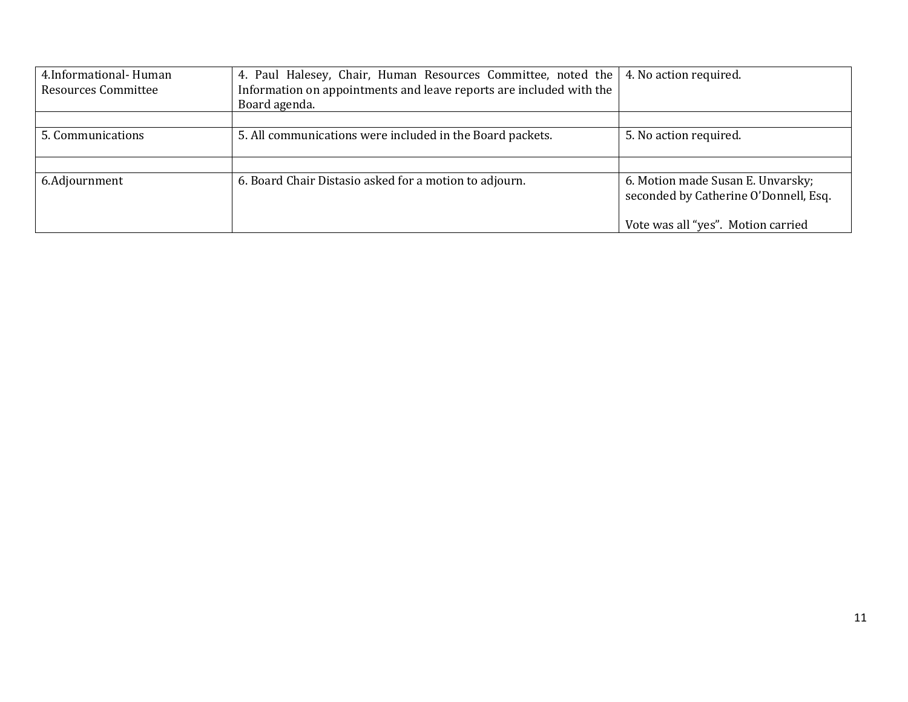| | | |
|---|---|---|
| 4.Informational- Human Resources Committee | 4. Paul Halesey, Chair, Human Resources Committee, noted the Information on appointments and leave reports are included with the Board agenda. | 4. No action required. |
| | | |
| 5. Communications | 5. All communications were included in the Board packets. | 5. No action required. |
| | | |
| 6.Adjournment | 6. Board Chair Distasio asked for a motion to adjourn. | 6. Motion made Susan E. Unvarsky; seconded by Catherine O'Donnell, Esq.<br><br>Vote was all "yes". Motion carried |